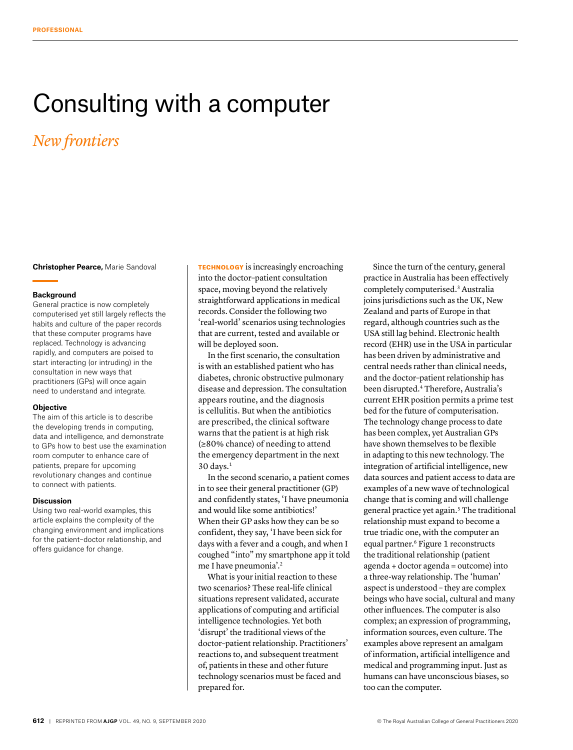# Consulting with a computer

## *New frontiers*

**Christopher Pearce,** Marie Sandoval

### Background

General practice is now completely computerised yet still largely reflects the habits and culture of the paper records that these computer programs have replaced. Technology is advancing rapidly, and computers are poised to start interacting (or intruding) in the consultation in new ways that practitioners (GPs) will once again need to understand and integrate.

### Objective

The aim of this article is to describe the developing trends in computing, data and intelligence, and demonstrate to GPs how to best use the examination room computer to enhance care of patients, prepare for upcoming revolutionary changes and continue to connect with patients.

### Discussion

Using two real-world examples, this article explains the complexity of the changing environment and implications for the patient–doctor relationship, and offers guidance for change.

**TECHNOLOGY** is increasingly encroaching into the doctor–patient consultation space, moving beyond the relatively straightforward applications in medical records. Consider the following two 'real-world' scenarios using technologies that are current, tested and available or will be deployed soon.

In the first scenario, the consultation is with an established patient who has diabetes, chronic obstructive pulmonary disease and depression. The consultation appears routine, and the diagnosis is cellulitis. But when the antibiotics are prescribed, the clinical software warns that the patient is at high risk (≥80% chance) of needing to attend the emergency department in the next 30 days.[1]

In the second scenario, a patient comes in to see their general practitioner (GP) and confidently states, 'I have pneumonia and would like some antibiotics!' When their GP asks how they can be so confident, they say, 'I have been sick for days with a fever and a cough, and when I coughed "into" my smartphone app it told me I have pneumonia'.[2]

What is your initial reaction to these two scenarios? These real-life clinical situations represent validated, accurate applications of computing and artificial intelligence technologies. Yet both 'disrupt' the traditional views of the doctor–patient relationship. Practitioners' reactions to, and subsequent treatment of, patients in these and other future technology scenarios must be faced and prepared for.

Since the turn of the century, general practice in Australia has been effectively completely computerised.[3] Australia joins jurisdictions such as the UK, New Zealand and parts of Europe in that regard, although countries such as the USA still lag behind. Electronic health record (EHR) use in the USA in particular has been driven by administrative and central needs rather than clinical needs, and the doctor–patient relationship has been disrupted.[4] Therefore, Australia's current EHR position permits a prime test bed for the future of computerisation. The technology change process to date has been complex, yet Australian GPs have shown themselves to be flexible in adapting to this new technology. The integration of artificial intelligence, new data sources and patient access to data are examples of a new wave of technological change that is coming and will challenge general practice yet again.[5] The traditional relationship must expand to become a true triadic one, with the computer an equal partner.[6] Figure 1 reconstructs the traditional relationship (patient agenda + doctor agenda = outcome) into a three-way relationship. The 'human' aspect is understood – they are complex beings who have social, cultural and many other influences. The computer is also complex; an expression of programming, information sources, even culture. The examples above represent an amalgam of information, artificial intelligence and medical and programming input. Just as humans can have unconscious biases, so too can the computer.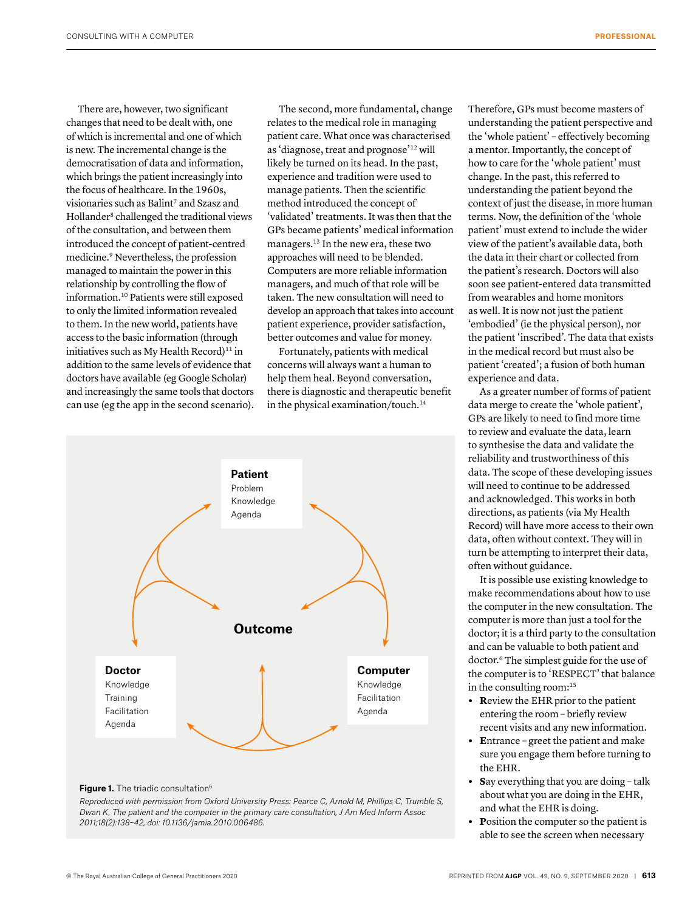There are, however, two significant changes that need to be dealt with, one of which is incremental and one of which is new. The incremental change is the democratisation of data and information, which brings the patient increasingly into the focus of healthcare. In the 1960s, visionaries such as Balint[7] and Szasz and Hollander[8] challenged the traditional views of the consultation, and between them introduced the concept of patient-centred medicine.[9] Nevertheless, the profession managed to maintain the power in this relationship by controlling the flow of information.[10] Patients were still exposed to only the limited information revealed to them. In the new world, patients have access to the basic information (through initiatives such as My Health Record)[11] in addition to the same levels of evidence that doctors have available (eg Google Scholar) and increasingly the same tools that doctors can use (eg the app in the second scenario).

The second, more fundamental, change relates to the medical role in managing patient care. What once was characterised as 'diagnose, treat and prognose'[12] will likely be turned on its head. In the past, experience and tradition were used to manage patients. Then the scientific method introduced the concept of 'validated' treatments. It was then that the GPs became patients' medical information managers.[13] In the new era, these two approaches will need to be blended. Computers are more reliable information managers, and much of that role will be taken. The new consultation will need to develop an approach that takes into account patient experience, provider satisfaction, better outcomes and value for money.

Fortunately, patients with medical concerns will always want a human to help them heal. Beyond conversation, there is diagnostic and therapeutic benefit in the physical examination/touch.[14]

| Patient | Doctor | Computer |
|---|---|---|
| Problem | Knowledge | Knowledge |
| Knowledge | Training | Facilitation |
| Agenda | Facilitation | Agenda |
| | Agenda | |

Outcome

**Figure 1.** The triadic consultation[6]

*Reproduced with permission from Oxford University Press: Pearce C, Arnold M, Phillips C, Trumble S, Dwan K, The patient and the computer in the primary care consultation, J Am Med Inform Assoc 2011;18(2):138–42, doi: 10.1136/jamia.2010.006486.*

Therefore, GPs must become masters of understanding the patient perspective and the 'whole patient' – effectively becoming a mentor. Importantly, the concept of how to care for the 'whole patient' must change. In the past, this referred to understanding the patient beyond the context of just the disease, in more human terms. Now, the definition of the 'whole patient' must extend to include the wider view of the patient's available data, both the data in their chart or collected from the patient's research. Doctors will also soon see patient-entered data transmitted from wearables and home monitors as well. It is now not just the patient 'embodied' (ie the physical person), nor the patient 'inscribed'. The data that exists in the medical record but must also be patient 'created'; a fusion of both human experience and data.

As a greater number of forms of patient data merge to create the 'whole patient', GPs are likely to need to find more time to review and evaluate the data, learn to synthesise the data and validate the reliability and trustworthiness of this data. The scope of these developing issues will need to continue to be addressed and acknowledged. This works in both directions, as patients (via My Health Record) will have more access to their own data, often without context. They will in turn be attempting to interpret their data, often without guidance.

It is possible use existing knowledge to make recommendations about how to use the computer in the new consultation. The computer is more than just a tool for the doctor; it is a third party to the consultation and can be valuable to both patient and doctor.[6] The simplest guide for the use of the computer is to 'RESPECT' that balance in the consulting room:[15]

- **R**eview the EHR prior to the patient entering the room – briefly review recent visits and any new information.
- **E**ntrance – greet the patient and make sure you engage them before turning to the EHR.
- **S**ay everything that you are doing – talk about what you are doing in the EHR, and what the EHR is doing.
- **P**osition the computer so the patient is able to see the screen when necessary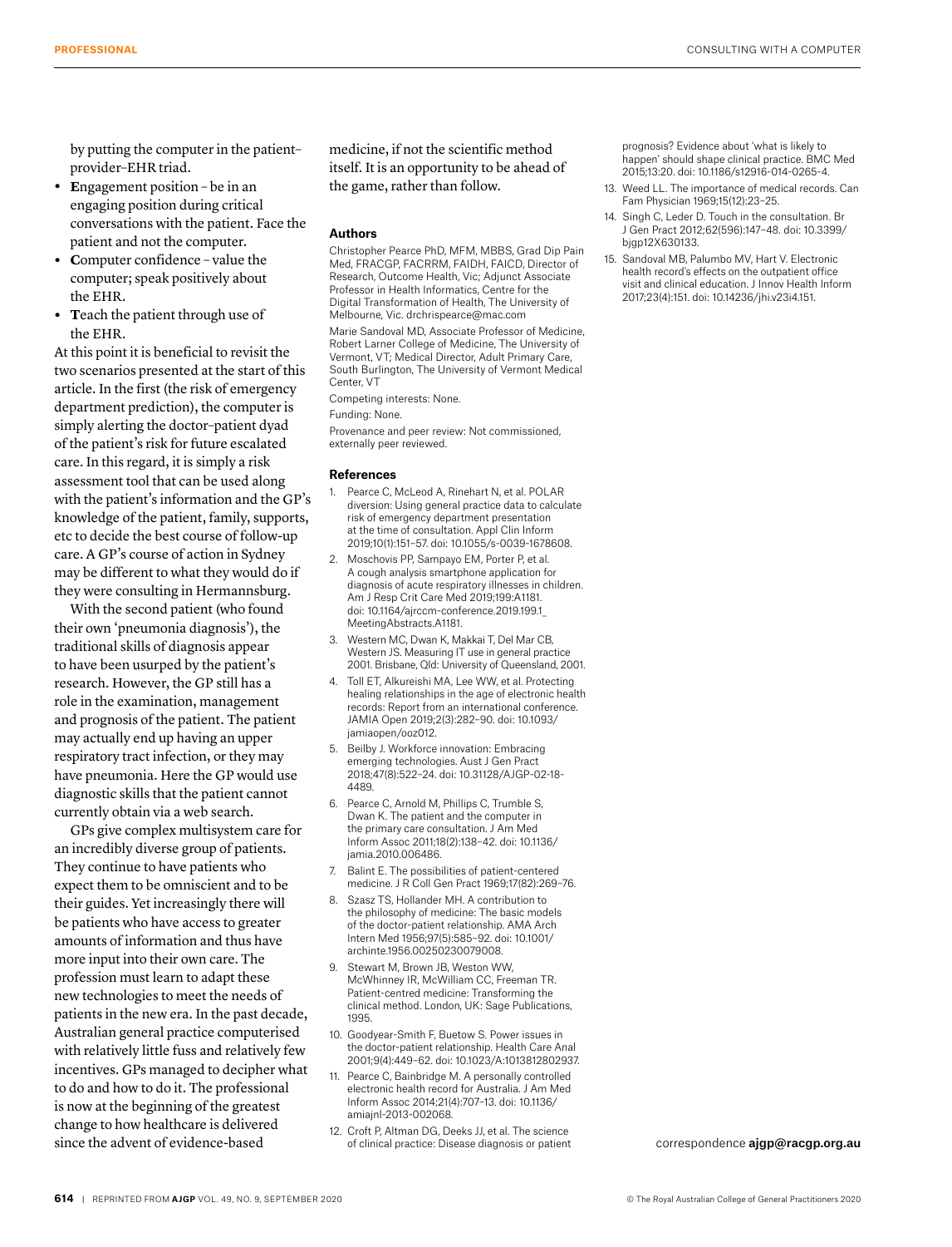by putting the computer in the patient–provider–EHR triad.

- **E**ngagement position – be in an engaging position during critical conversations with the patient. Face the patient and not the computer.
- **C**omputer confidence – value the computer; speak positively about the EHR.
- **T**each the patient through use of the EHR.

At this point it is beneficial to revisit the two scenarios presented at the start of this article. In the first (the risk of emergency department prediction), the computer is simply alerting the doctor–patient dyad of the patient's risk for future escalated care. In this regard, it is simply a risk assessment tool that can be used along with the patient's information and the GP's knowledge of the patient, family, supports, etc to decide the best course of follow-up care. A GP's course of action in Sydney may be different to what they would do if they were consulting in Hermannsburg.

With the second patient (who found their own 'pneumonia diagnosis'), the traditional skills of diagnosis appear to have been usurped by the patient's research. However, the GP still has a role in the examination, management and prognosis of the patient. The patient may actually end up having an upper respiratory tract infection, or they may have pneumonia. Here the GP would use diagnostic skills that the patient cannot currently obtain via a web search.

GPs give complex multisystem care for an incredibly diverse group of patients. They continue to have patients who expect them to be omniscient and to be their guides. Yet increasingly there will be patients who have access to greater amounts of information and thus have more input into their own care. The profession must learn to adapt these new technologies to meet the needs of patients in the new era. In the past decade, Australian general practice computerised with relatively little fuss and relatively few incentives. GPs managed to decipher what to do and how to do it. The professional is now at the beginning of the greatest change to how healthcare is delivered since the advent of evidence-based medicine, if not the scientific method itself. It is an opportunity to be ahead of the game, rather than follow.

### Authors

Christopher Pearce PhD, MFM, MBBS, Grad Dip Pain Med, FRACGP, FACRRM, FAIDH, FAICD, Director of Research, Outcome Health, Vic; Adjunct Associate Professor in Health Informatics, Centre for the Digital Transformation of Health, The University of Melbourne, Vic. drchrispearce@mac.com

Marie Sandoval MD, Associate Professor of Medicine, Robert Larner College of Medicine, The University of Vermont, VT; Medical Director, Adult Primary Care, South Burlington, The University of Vermont Medical Center, VT

Competing interests: None.

Funding: None.

Provenance and peer review: Not commissioned, externally peer reviewed.

### References

1. Pearce C, McLeod A, Rinehart N, et al. POLAR diversion: Using general practice data to calculate risk of emergency department presentation at the time of consultation. Appl Clin Inform 2019;10(1):151–57. doi: 10.1055/s-0039-1678608.
2. Moschovis PP, Sampayo EM, Porter P, et al. A cough analysis smartphone application for diagnosis of acute respiratory illnesses in children. Am J Resp Crit Care Med 2019;199:A1181. doi: 10.1164/ajrccm-conference.2019.199.1_MeetingAbstracts.A1181.
3. Western MC, Dwan K, Makkai T, Del Mar CB, Western JS. Measuring IT use in general practice 2001. Brisbane, Qld: University of Queensland, 2001.
4. Toll ET, Alkureishi MA, Lee WW, et al. Protecting healing relationships in the age of electronic health records: Report from an international conference. JAMIA Open 2019;2(3):282–90. doi: 10.1093/jamiaopen/ooz012.
5. Beilby J. Workforce innovation: Embracing emerging technologies. Aust J Gen Pract 2018;47(8):522–24. doi: 10.31128/AJGP-02-18-4489.
6. Pearce C, Arnold M, Phillips C, Trumble S, Dwan K. The patient and the computer in the primary care consultation. J Am Med Inform Assoc 2011;18(2):138–42. doi: 10.1136/jamia.2010.006486.
7. Balint E. The possibilities of patient-centered medicine. J R Coll Gen Pract 1969;17(82):269–76.
8. Szasz TS, Hollander MH. A contribution to the philosophy of medicine: The basic models of the doctor-patient relationship. AMA Arch Intern Med 1956;97(5):585–92. doi: 10.1001/archinte.1956.00250230079008.
9. Stewart M, Brown JB, Weston WW, McWhinney IR, McWilliam CC, Freeman TR. Patient-centred medicine: Transforming the clinical method. London, UK: Sage Publications, 1995.
10. Goodyear-Smith F, Buetow S. Power issues in the doctor-patient relationship. Health Care Anal 2001;9(4):449–62. doi: 10.1023/A:1013812802937.
11. Pearce C, Bainbridge M. A personally controlled electronic health record for Australia. J Am Med Inform Assoc 2014;21(4):707–13. doi: 10.1136/amiajnl-2013-002068.
12. Croft P, Altman DG, Deeks JJ, et al. The science of clinical practice: Disease diagnosis or patient prognosis? Evidence about 'what is likely to happen' should shape clinical practice. BMC Med 2015;13:20. doi: 10.1186/s12916-014-0265-4.
13. Weed LL. The importance of medical records. Can Fam Physician 1969;15(12):23–25.
14. Singh C, Leder D. Touch in the consultation. Br J Gen Pract 2012;62(596):147–48. doi: 10.3399/bjgp12X630133.
15. Sandoval MB, Palumbo MV, Hart V. Electronic health record's effects on the outpatient office visit and clinical education. J Innov Health Inform 2017;23(4):151. doi: 10.14236/jhi.v23i4.151.

correspondence **ajgp@racgp.org.au**